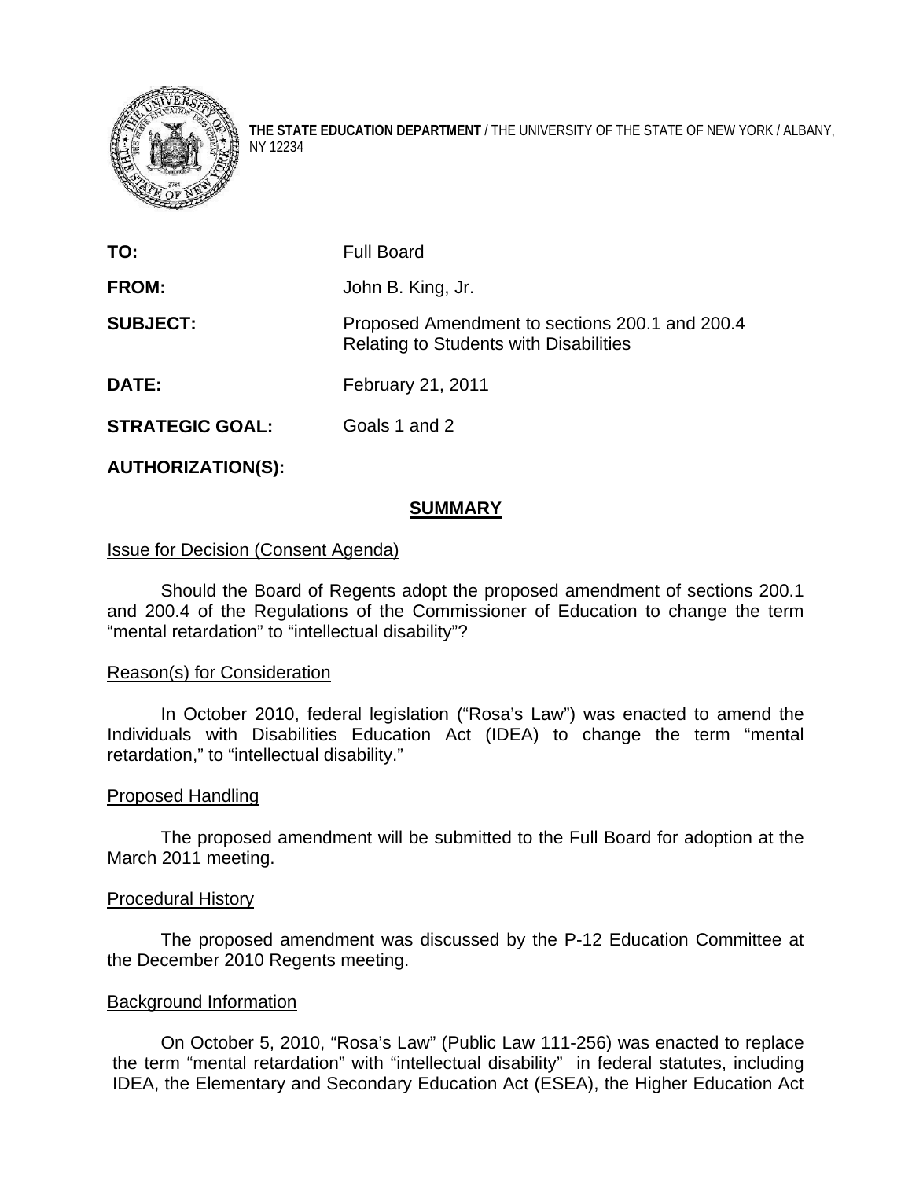**THE STATE EDUCATION DEPARTMENT** / THE UNIVERSITY OF THE STATE OF NEW YORK / ALBANY, NY 12234

| | |
|---|---|
| **TO:** | Full Board |
| **FROM:** | John B. King, Jr. |
| **SUBJECT:** | Proposed Amendment to sections 200.1 and 200.4 Relating to Students with Disabilities |
| **DATE:** | February 21, 2011 |
| **STRATEGIC GOAL:** | Goals 1 and 2 |
| **AUTHORIZATION(S):** | |

## SUMMARY

Issue for Decision (Consent Agenda)

Should the Board of Regents adopt the proposed amendment of sections 200.1 and 200.4 of the Regulations of the Commissioner of Education to change the term "mental retardation" to "intellectual disability"?

Reason(s) for Consideration

In October 2010, federal legislation ("Rosa's Law") was enacted to amend the Individuals with Disabilities Education Act (IDEA) to change the term "mental retardation," to "intellectual disability."

Proposed Handling

The proposed amendment will be submitted to the Full Board for adoption at the March 2011 meeting.

Procedural History

The proposed amendment was discussed by the P-12 Education Committee at the December 2010 Regents meeting.

Background Information

On October 5, 2010, "Rosa's Law" (Public Law 111-256) was enacted to replace the term "mental retardation" with "intellectual disability" in federal statutes, including IDEA, the Elementary and Secondary Education Act (ESEA), the Higher Education Act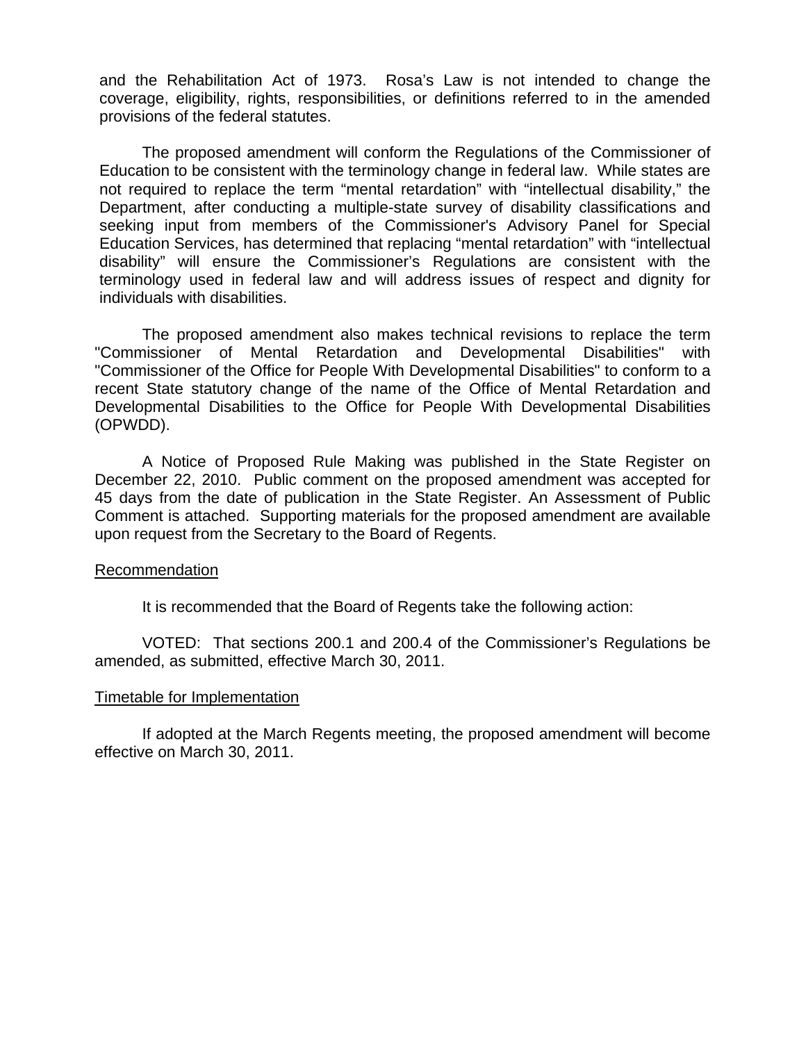and the Rehabilitation Act of 1973. Rosa's Law is not intended to change the coverage, eligibility, rights, responsibilities, or definitions referred to in the amended provisions of the federal statutes.

The proposed amendment will conform the Regulations of the Commissioner of Education to be consistent with the terminology change in federal law. While states are not required to replace the term "mental retardation" with "intellectual disability," the Department, after conducting a multiple-state survey of disability classifications and seeking input from members of the Commissioner's Advisory Panel for Special Education Services, has determined that replacing "mental retardation" with "intellectual disability" will ensure the Commissioner's Regulations are consistent with the terminology used in federal law and will address issues of respect and dignity for individuals with disabilities.

The proposed amendment also makes technical revisions to replace the term "Commissioner of Mental Retardation and Developmental Disabilities" with "Commissioner of the Office for People With Developmental Disabilities" to conform to a recent State statutory change of the name of the Office of Mental Retardation and Developmental Disabilities to the Office for People With Developmental Disabilities (OPWDD).

A Notice of Proposed Rule Making was published in the State Register on December 22, 2010. Public comment on the proposed amendment was accepted for 45 days from the date of publication in the State Register. An Assessment of Public Comment is attached. Supporting materials for the proposed amendment are available upon request from the Secretary to the Board of Regents.

## Recommendation

It is recommended that the Board of Regents take the following action:

VOTED: That sections 200.1 and 200.4 of the Commissioner's Regulations be amended, as submitted, effective March 30, 2011.

## Timetable for Implementation

If adopted at the March Regents meeting, the proposed amendment will become effective on March 30, 2011.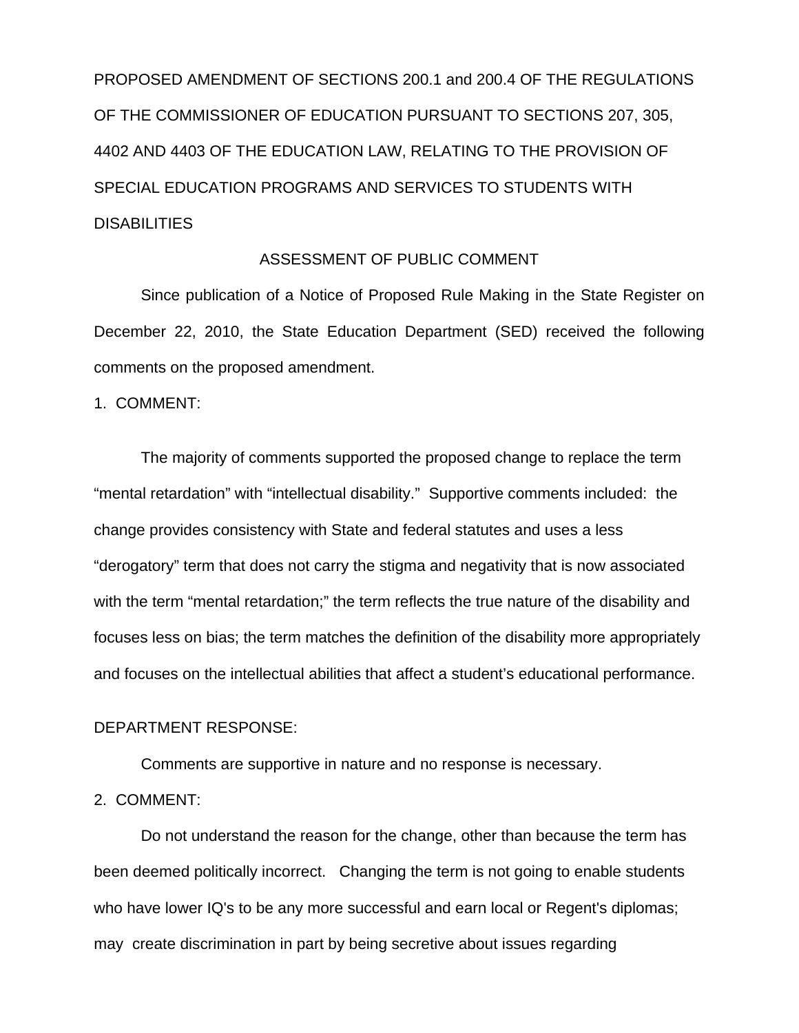PROPOSED AMENDMENT OF SECTIONS 200.1 and 200.4 OF THE REGULATIONS OF THE COMMISSIONER OF EDUCATION PURSUANT TO SECTIONS 207, 305, 4402 AND 4403 OF THE EDUCATION LAW, RELATING TO THE PROVISION OF SPECIAL EDUCATION PROGRAMS AND SERVICES TO STUDENTS WITH DISABILITIES

ASSESSMENT OF PUBLIC COMMENT

Since publication of a Notice of Proposed Rule Making in the State Register on December 22, 2010, the State Education Department (SED) received the following comments on the proposed amendment.

1. COMMENT:

The majority of comments supported the proposed change to replace the term "mental retardation" with "intellectual disability." Supportive comments included: the change provides consistency with State and federal statutes and uses a less "derogatory" term that does not carry the stigma and negativity that is now associated with the term "mental retardation;" the term reflects the true nature of the disability and focuses less on bias; the term matches the definition of the disability more appropriately and focuses on the intellectual abilities that affect a student's educational performance.

DEPARTMENT RESPONSE:

Comments are supportive in nature and no response is necessary.

2. COMMENT:

Do not understand the reason for the change, other than because the term has been deemed politically incorrect. Changing the term is not going to enable students who have lower IQ's to be any more successful and earn local or Regent's diplomas; may create discrimination in part by being secretive about issues regarding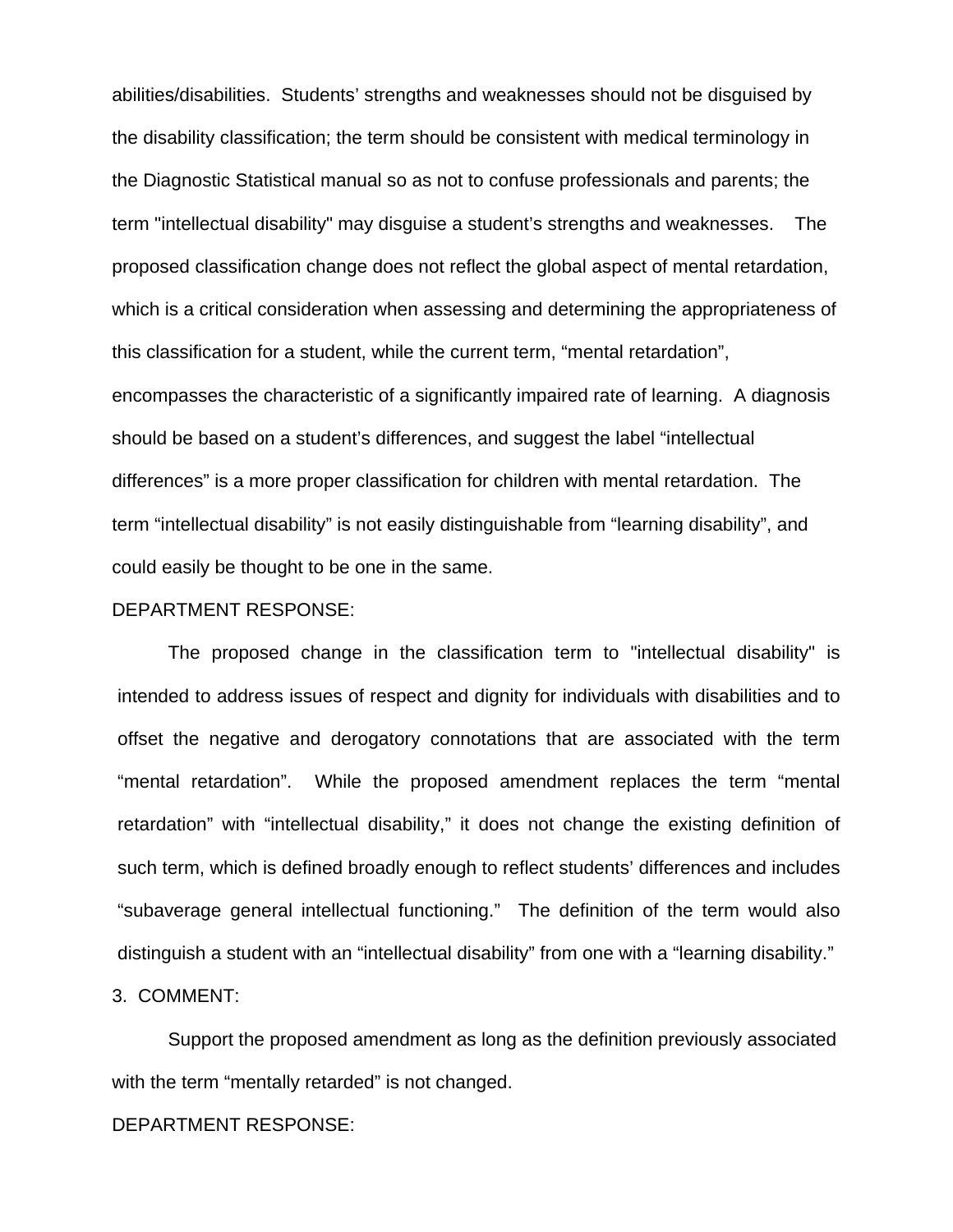abilities/disabilities. Students' strengths and weaknesses should not be disguised by the disability classification; the term should be consistent with medical terminology in the Diagnostic Statistical manual so as not to confuse professionals and parents; the term "intellectual disability" may disguise a student's strengths and weaknesses. The proposed classification change does not reflect the global aspect of mental retardation, which is a critical consideration when assessing and determining the appropriateness of this classification for a student, while the current term, "mental retardation", encompasses the characteristic of a significantly impaired rate of learning. A diagnosis should be based on a student's differences, and suggest the label "intellectual differences" is a more proper classification for children with mental retardation. The term "intellectual disability" is not easily distinguishable from "learning disability", and could easily be thought to be one in the same.

DEPARTMENT RESPONSE:

The proposed change in the classification term to "intellectual disability" is intended to address issues of respect and dignity for individuals with disabilities and to offset the negative and derogatory connotations that are associated with the term "mental retardation". While the proposed amendment replaces the term "mental retardation" with "intellectual disability," it does not change the existing definition of such term, which is defined broadly enough to reflect students' differences and includes "subaverage general intellectual functioning." The definition of the term would also distinguish a student with an "intellectual disability" from one with a "learning disability."

3. COMMENT:

Support the proposed amendment as long as the definition previously associated with the term "mentally retarded" is not changed.

DEPARTMENT RESPONSE: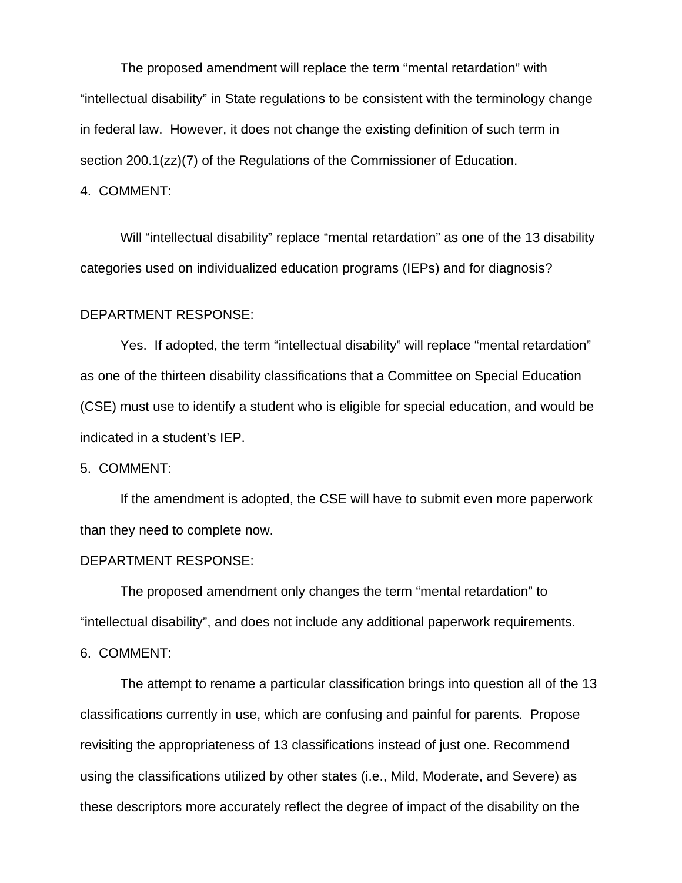The proposed amendment will replace the term “mental retardation” with “intellectual disability” in State regulations to be consistent with the terminology change in federal law. However, it does not change the existing definition of such term in section 200.1(zz)(7) of the Regulations of the Commissioner of Education.

4. COMMENT:

Will “intellectual disability” replace “mental retardation” as one of the 13 disability categories used on individualized education programs (IEPs) and for diagnosis?

DEPARTMENT RESPONSE:

Yes. If adopted, the term “intellectual disability” will replace “mental retardation” as one of the thirteen disability classifications that a Committee on Special Education (CSE) must use to identify a student who is eligible for special education, and would be indicated in a student’s IEP.

5. COMMENT:

If the amendment is adopted, the CSE will have to submit even more paperwork than they need to complete now.

DEPARTMENT RESPONSE:

The proposed amendment only changes the term “mental retardation” to “intellectual disability”, and does not include any additional paperwork requirements.

6. COMMENT:

The attempt to rename a particular classification brings into question all of the 13 classifications currently in use, which are confusing and painful for parents. Propose revisiting the appropriateness of 13 classifications instead of just one. Recommend using the classifications utilized by other states (i.e., Mild, Moderate, and Severe) as these descriptors more accurately reflect the degree of impact of the disability on the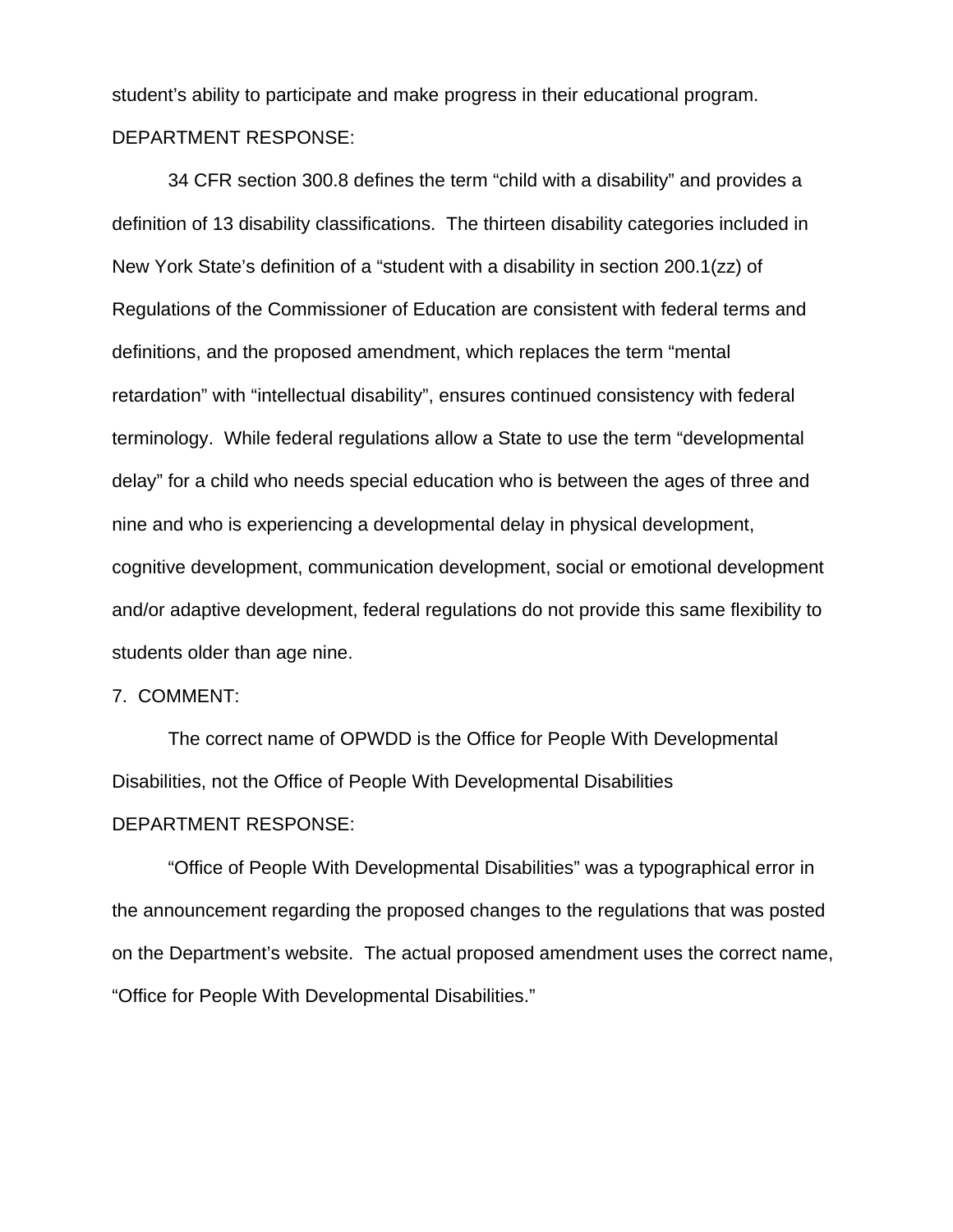student's ability to participate and make progress in their educational program.

DEPARTMENT RESPONSE:

34 CFR section 300.8 defines the term "child with a disability" and provides a definition of 13 disability classifications. The thirteen disability categories included in New York State's definition of a "student with a disability in section 200.1(zz) of Regulations of the Commissioner of Education are consistent with federal terms and definitions, and the proposed amendment, which replaces the term "mental retardation" with "intellectual disability", ensures continued consistency with federal terminology. While federal regulations allow a State to use the term "developmental delay" for a child who needs special education who is between the ages of three and nine and who is experiencing a developmental delay in physical development, cognitive development, communication development, social or emotional development and/or adaptive development, federal regulations do not provide this same flexibility to students older than age nine.

7. COMMENT:

The correct name of OPWDD is the Office for People With Developmental Disabilities, not the Office of People With Developmental Disabilities

DEPARTMENT RESPONSE:

"Office of People With Developmental Disabilities" was a typographical error in the announcement regarding the proposed changes to the regulations that was posted on the Department's website. The actual proposed amendment uses the correct name, "Office for People With Developmental Disabilities."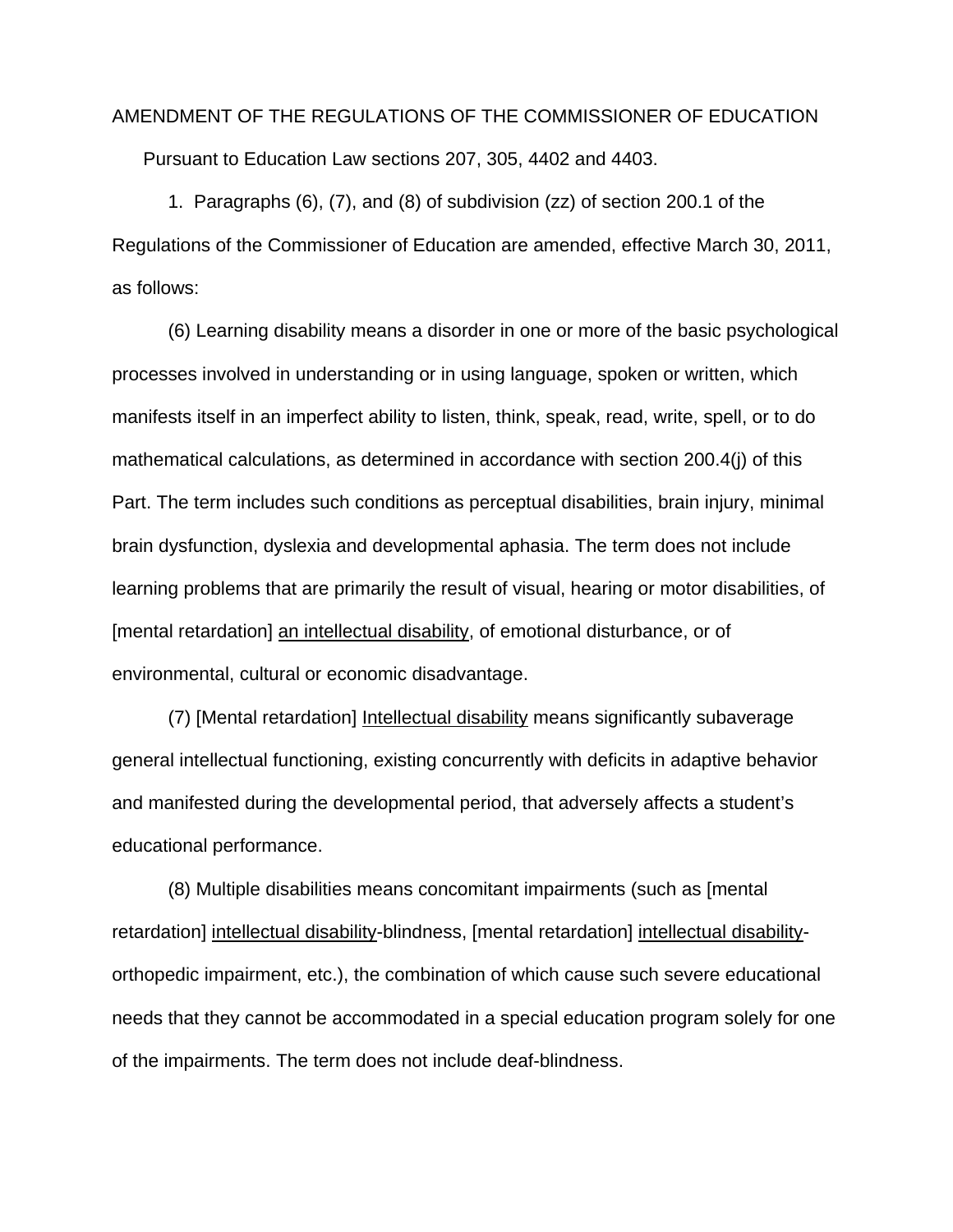AMENDMENT OF THE REGULATIONS OF THE COMMISSIONER OF EDUCATION

Pursuant to Education Law sections 207, 305, 4402 and 4403.

1. Paragraphs (6), (7), and (8) of subdivision (zz) of section 200.1 of the Regulations of the Commissioner of Education are amended, effective March 30, 2011, as follows:

(6) Learning disability means a disorder in one or more of the basic psychological processes involved in understanding or in using language, spoken or written, which manifests itself in an imperfect ability to listen, think, speak, read, write, spell, or to do mathematical calculations, as determined in accordance with section 200.4(j) of this Part. The term includes such conditions as perceptual disabilities, brain injury, minimal brain dysfunction, dyslexia and developmental aphasia. The term does not include learning problems that are primarily the result of visual, hearing or motor disabilities, of [mental retardation] <u>an intellectual disability</u>, of emotional disturbance, or of environmental, cultural or economic disadvantage.

(7) [Mental retardation] <u>Intellectual disability</u> means significantly subaverage general intellectual functioning, existing concurrently with deficits in adaptive behavior and manifested during the developmental period, that adversely affects a student's educational performance.

(8) Multiple disabilities means concomitant impairments (such as [mental retardation] <u>intellectual disability</u>-blindness, [mental retardation] <u>intellectual disability</u>-orthopedic impairment, etc.), the combination of which cause such severe educational needs that they cannot be accommodated in a special education program solely for one of the impairments. The term does not include deaf-blindness.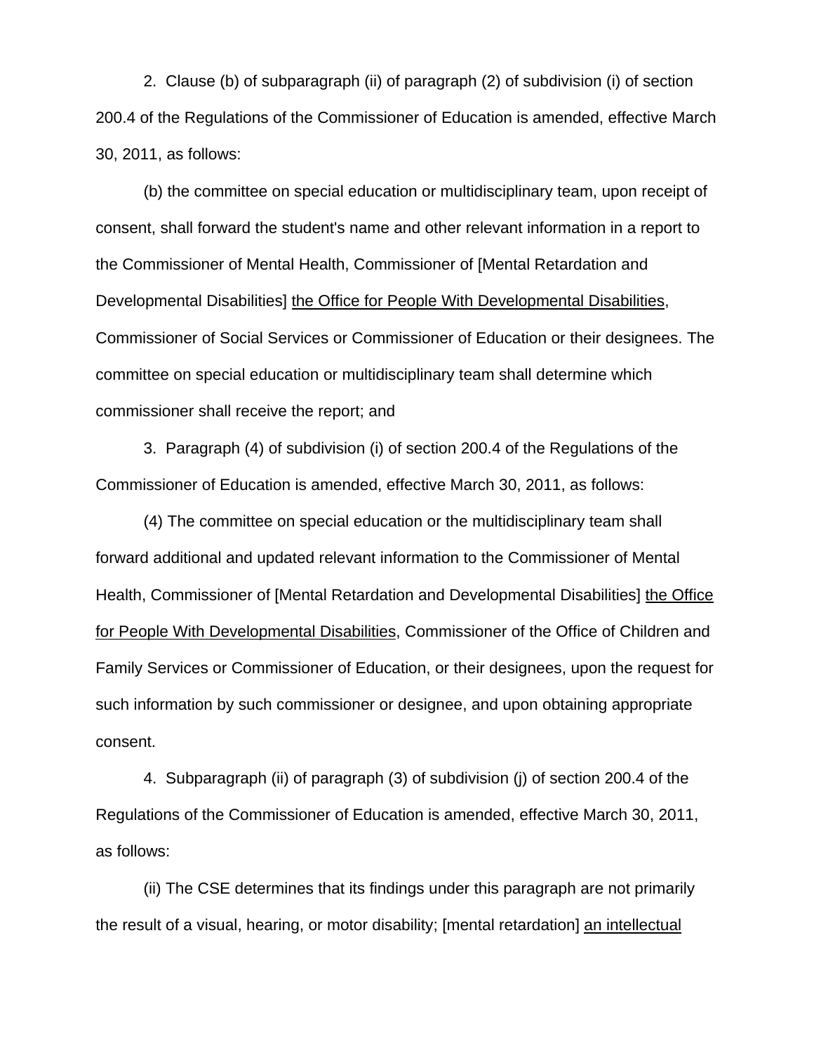2. Clause (b) of subparagraph (ii) of paragraph (2) of subdivision (i) of section 200.4 of the Regulations of the Commissioner of Education is amended, effective March 30, 2011, as follows:

(b) the committee on special education or multidisciplinary team, upon receipt of consent, shall forward the student's name and other relevant information in a report to the Commissioner of Mental Health, Commissioner of [Mental Retardation and Developmental Disabilities] <u>the Office for People With Developmental Disabilities</u>, Commissioner of Social Services or Commissioner of Education or their designees. The committee on special education or multidisciplinary team shall determine which commissioner shall receive the report; and

3. Paragraph (4) of subdivision (i) of section 200.4 of the Regulations of the Commissioner of Education is amended, effective March 30, 2011, as follows:

(4) The committee on special education or the multidisciplinary team shall forward additional and updated relevant information to the Commissioner of Mental Health, Commissioner of [Mental Retardation and Developmental Disabilities] <u>the Office for People With Developmental Disabilities</u>, Commissioner of the Office of Children and Family Services or Commissioner of Education, or their designees, upon the request for such information by such commissioner or designee, and upon obtaining appropriate consent.

4. Subparagraph (ii) of paragraph (3) of subdivision (j) of section 200.4 of the Regulations of the Commissioner of Education is amended, effective March 30, 2011, as follows:

(ii) The CSE determines that its findings under this paragraph are not primarily the result of a visual, hearing, or motor disability; [mental retardation] <u>an intellectual</u>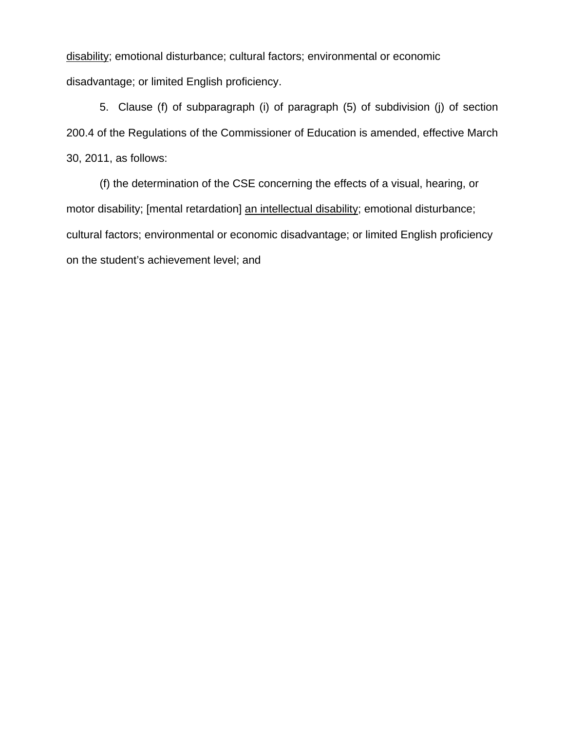<u>disability</u>; emotional disturbance; cultural factors; environmental or economic disadvantage; or limited English proficiency.

5. Clause (f) of subparagraph (i) of paragraph (5) of subdivision (j) of section 200.4 of the Regulations of the Commissioner of Education is amended, effective March 30, 2011, as follows:

(f) the determination of the CSE concerning the effects of a visual, hearing, or motor disability; [mental retardation] <u>an intellectual disability</u>; emotional disturbance; cultural factors; environmental or economic disadvantage; or limited English proficiency on the student's achievement level; and